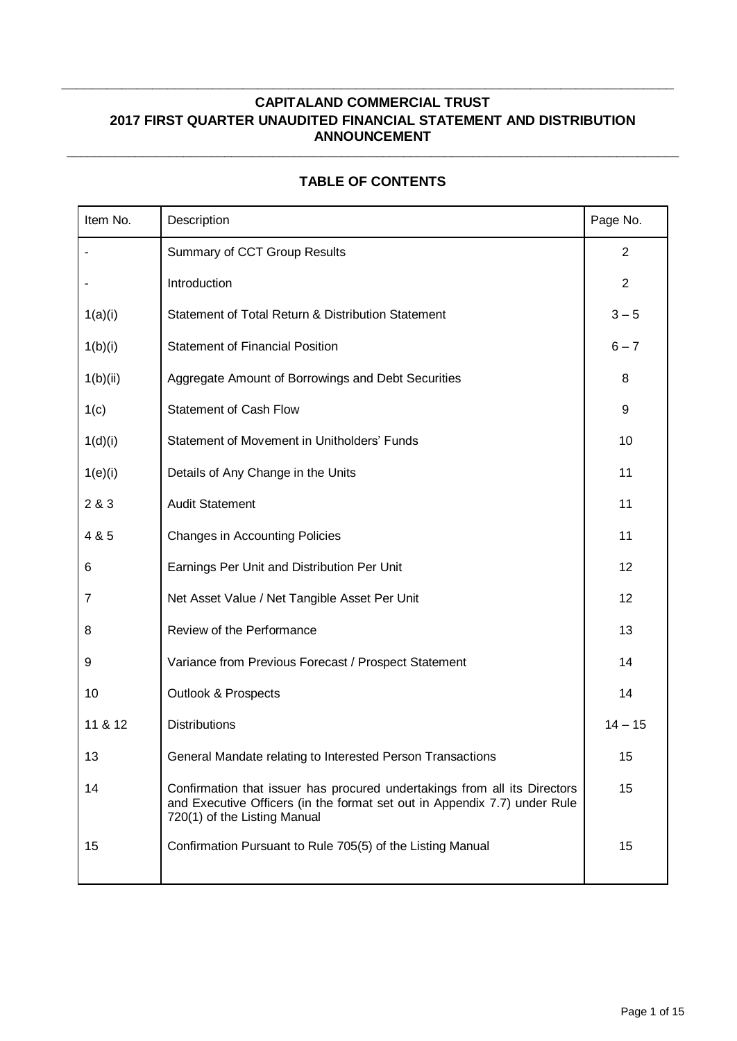# CAPITALAND COMMERCIAL TRUST
# 2017 FIRST QUARTER UNAUDITED FINANCIAL STATEMENT AND DISTRIBUTION ANNOUNCEMENT

## TABLE OF CONTENTS

| Item No. | Description | Page No. |
|---|---|---|
| - | Summary of CCT Group Results | 2 |
| - | Introduction | 2 |
| 1(a)(i) | Statement of Total Return & Distribution Statement | 3 – 5 |
| 1(b)(i) | Statement of Financial Position | 6 – 7 |
| 1(b)(ii) | Aggregate Amount of Borrowings and Debt Securities | 8 |
| 1(c) | Statement of Cash Flow | 9 |
| 1(d)(i) | Statement of Movement in Unitholders' Funds | 10 |
| 1(e)(i) | Details of Any Change in the Units | 11 |
| 2 & 3 | Audit Statement | 11 |
| 4 & 5 | Changes in Accounting Policies | 11 |
| 6 | Earnings Per Unit and Distribution Per Unit | 12 |
| 7 | Net Asset Value / Net Tangible Asset Per Unit | 12 |
| 8 | Review of the Performance | 13 |
| 9 | Variance from Previous Forecast / Prospect Statement | 14 |
| 10 | Outlook & Prospects | 14 |
| 11 & 12 | Distributions | 14 – 15 |
| 13 | General Mandate relating to Interested Person Transactions | 15 |
| 14 | Confirmation that issuer has procured undertakings from all its Directors and Executive Officers (in the format set out in Appendix 7.7) under Rule 720(1) of the Listing Manual | 15 |
| 15 | Confirmation Pursuant to Rule 705(5) of the Listing Manual | 15 |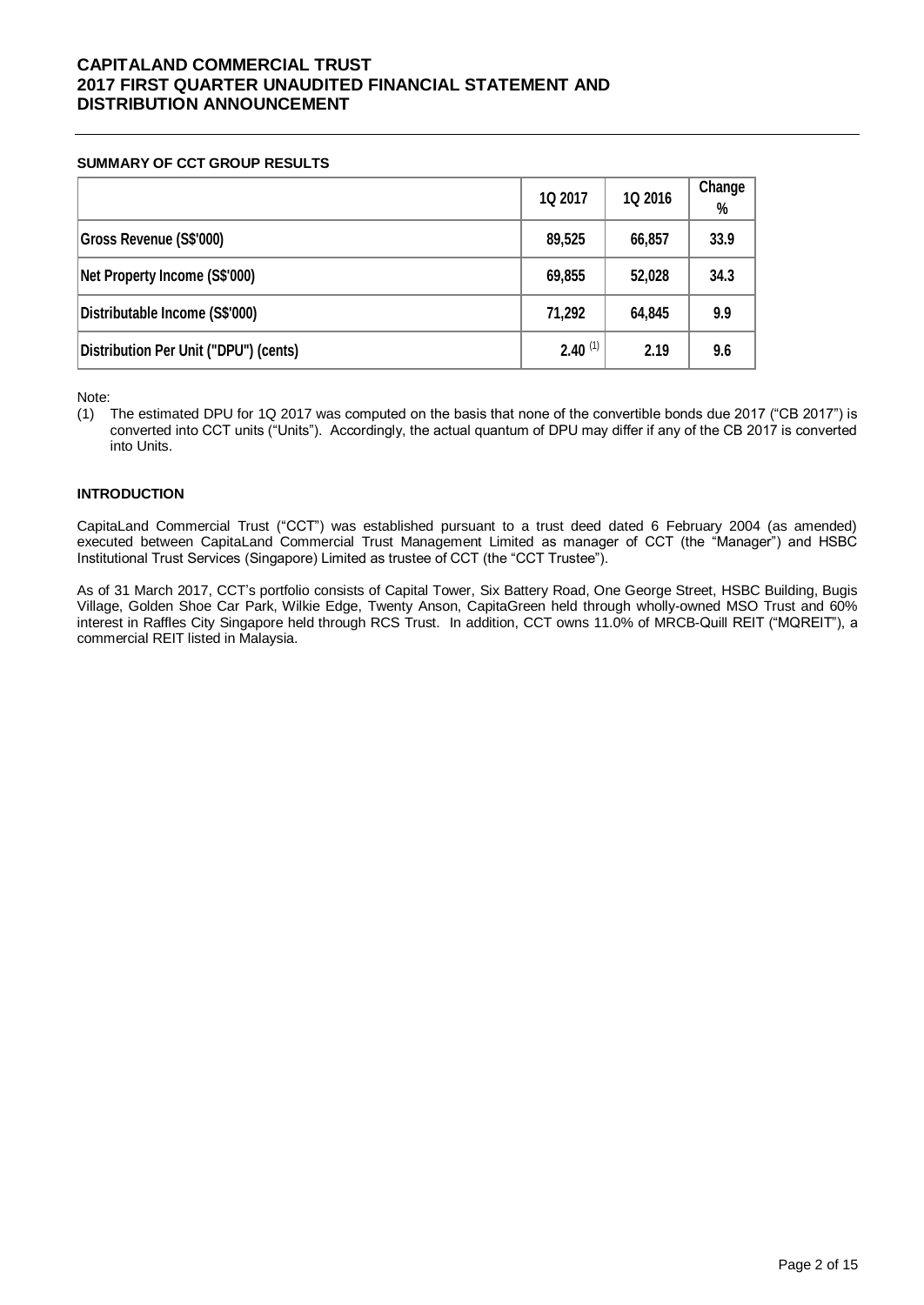# CAPITALAND COMMERCIAL TRUST
# 2017 FIRST QUARTER UNAUDITED FINANCIAL STATEMENT AND DISTRIBUTION ANNOUNCEMENT

### SUMMARY OF CCT GROUP RESULTS

| | 1Q 2017 | 1Q 2016 | Change % |
|---|---|---|---|
| Gross Revenue (S$'000) | 89,525 | 66,857 | 33.9 |
| Net Property Income (S$'000) | 69,855 | 52,028 | 34.3 |
| Distributable Income (S$'000) | 71,292 | 64,845 | 9.9 |
| Distribution Per Unit ("DPU") (cents) | 2.40 [(1)] | 2.19 | 9.6 |

Note:

(1) The estimated DPU for 1Q 2017 was computed on the basis that none of the convertible bonds due 2017 ("CB 2017") is converted into CCT units ("Units"). Accordingly, the actual quantum of DPU may differ if any of the CB 2017 is converted into Units.

### INTRODUCTION

CapitaLand Commercial Trust ("CCT") was established pursuant to a trust deed dated 6 February 2004 (as amended) executed between CapitaLand Commercial Trust Management Limited as manager of CCT (the "Manager") and HSBC Institutional Trust Services (Singapore) Limited as trustee of CCT (the "CCT Trustee").

As of 31 March 2017, CCT's portfolio consists of Capital Tower, Six Battery Road, One George Street, HSBC Building, Bugis Village, Golden Shoe Car Park, Wilkie Edge, Twenty Anson, CapitaGreen held through wholly-owned MSO Trust and 60% interest in Raffles City Singapore held through RCS Trust. In addition, CCT owns 11.0% of MRCB-Quill REIT ("MQREIT"), a commercial REIT listed in Malaysia.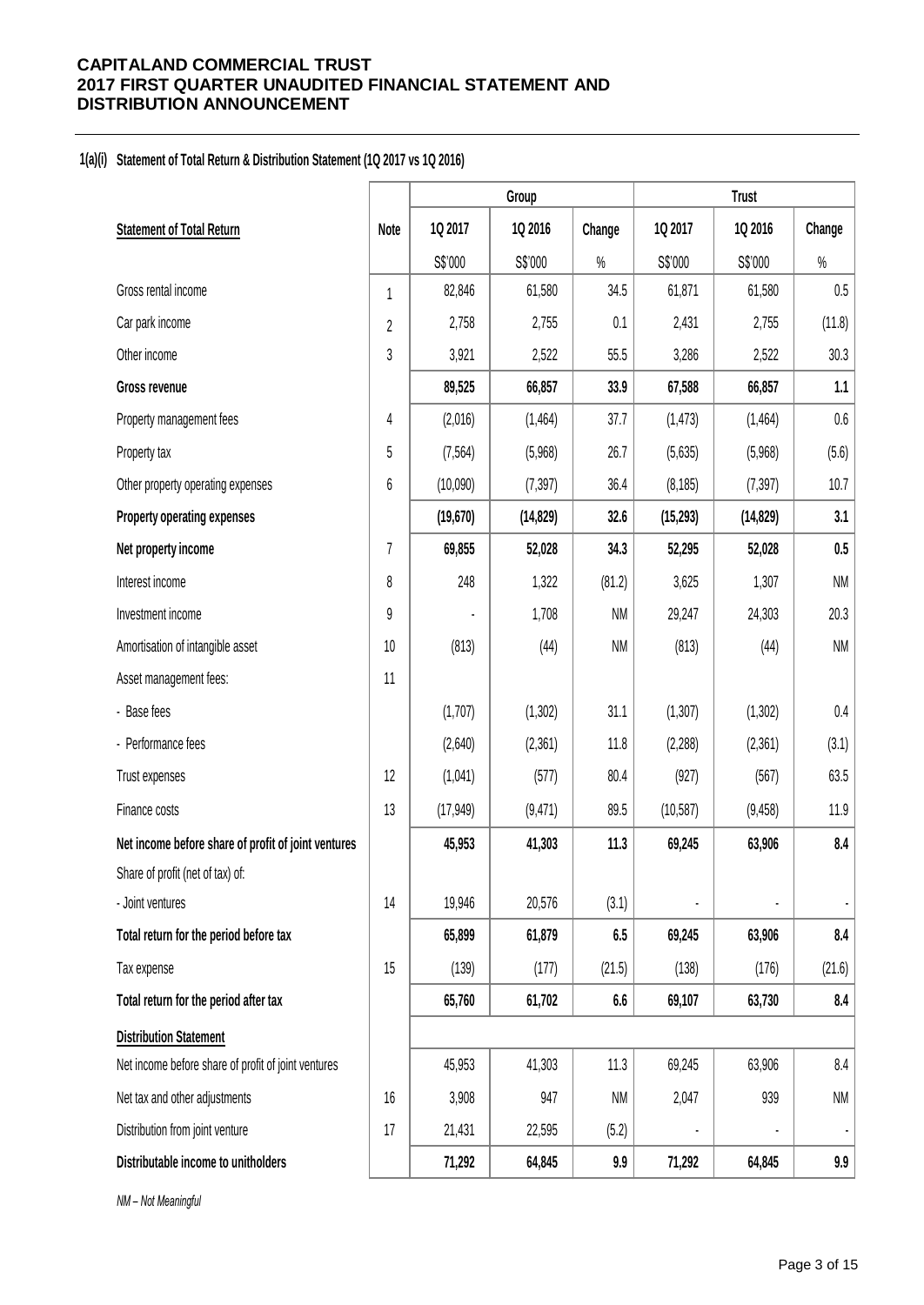# CAPITALAND COMMERCIAL TRUST
# 2017 FIRST QUARTER UNAUDITED FINANCIAL STATEMENT AND DISTRIBUTION ANNOUNCEMENT

## 1(a)(i) Statement of Total Return & Distribution Statement (1Q 2017 vs 1Q 2016)

| | | Group | | | Trust | | |
|---|---|---|---|---|---|---|---|
| **Statement of Total Return** | **Note** | **1Q 2017** | **1Q 2016** | **Change** | **1Q 2017** | **1Q 2016** | **Change** |
| | | S$'000 | S$'000 | % | S$'000 | S$'000 | % |
| Gross rental income | 1 | 82,846 | 61,580 | 34.5 | 61,871 | 61,580 | 0.5 |
| Car park income | 2 | 2,758 | 2,755 | 0.1 | 2,431 | 2,755 | (11.8) |
| Other income | 3 | 3,921 | 2,522 | 55.5 | 3,286 | 2,522 | 30.3 |
| **Gross revenue** | | **89,525** | **66,857** | **33.9** | **67,588** | **66,857** | **1.1** |
| Property management fees | 4 | (2,016) | (1,464) | 37.7 | (1,473) | (1,464) | 0.6 |
| Property tax | 5 | (7,564) | (5,968) | 26.7 | (5,635) | (5,968) | (5.6) |
| Other property operating expenses | 6 | (10,090) | (7,397) | 36.4 | (8,185) | (7,397) | 10.7 |
| **Property operating expenses** | | **(19,670)** | **(14,829)** | **32.6** | **(15,293)** | **(14,829)** | **3.1** |
| **Net property income** | 7 | **69,855** | **52,028** | **34.3** | **52,295** | **52,028** | **0.5** |
| Interest income | 8 | 248 | 1,322 | (81.2) | 3,625 | 1,307 | NM |
| Investment income | 9 | - | 1,708 | NM | 29,247 | 24,303 | 20.3 |
| Amortisation of intangible asset | 10 | (813) | (44) | NM | (813) | (44) | NM |
| Asset management fees: | 11 | | | | | | |
| - Base fees | | (1,707) | (1,302) | 31.1 | (1,307) | (1,302) | 0.4 |
| - Performance fees | | (2,640) | (2,361) | 11.8 | (2,288) | (2,361) | (3.1) |
| Trust expenses | 12 | (1,041) | (577) | 80.4 | (927) | (567) | 63.5 |
| Finance costs | 13 | (17,949) | (9,471) | 89.5 | (10,587) | (9,458) | 11.9 |
| **Net income before share of profit of joint ventures** | | **45,953** | **41,303** | **11.3** | **69,245** | **63,906** | **8.4** |
| Share of profit (net of tax) of: | | | | | | | |
| - Joint ventures | 14 | 19,946 | 20,576 | (3.1) | - | - | - |
| **Total return for the period before tax** | | **65,899** | **61,879** | **6.5** | **69,245** | **63,906** | **8.4** |
| Tax expense | 15 | (139) | (177) | (21.5) | (138) | (176) | (21.6) |
| **Total return for the period after tax** | | **65,760** | **61,702** | **6.6** | **69,107** | **63,730** | **8.4** |
| **Distribution Statement** | | | | | | | |
| Net income before share of profit of joint ventures | | 45,953 | 41,303 | 11.3 | 69,245 | 63,906 | 8.4 |
| Net tax and other adjustments | 16 | 3,908 | 947 | NM | 2,047 | 939 | NM |
| Distribution from joint venture | 17 | 21,431 | 22,595 | (5.2) | - | - | - |
| **Distributable income to unitholders** | | **71,292** | **64,845** | **9.9** | **71,292** | **64,845** | **9.9** |

*NM – Not Meaningful*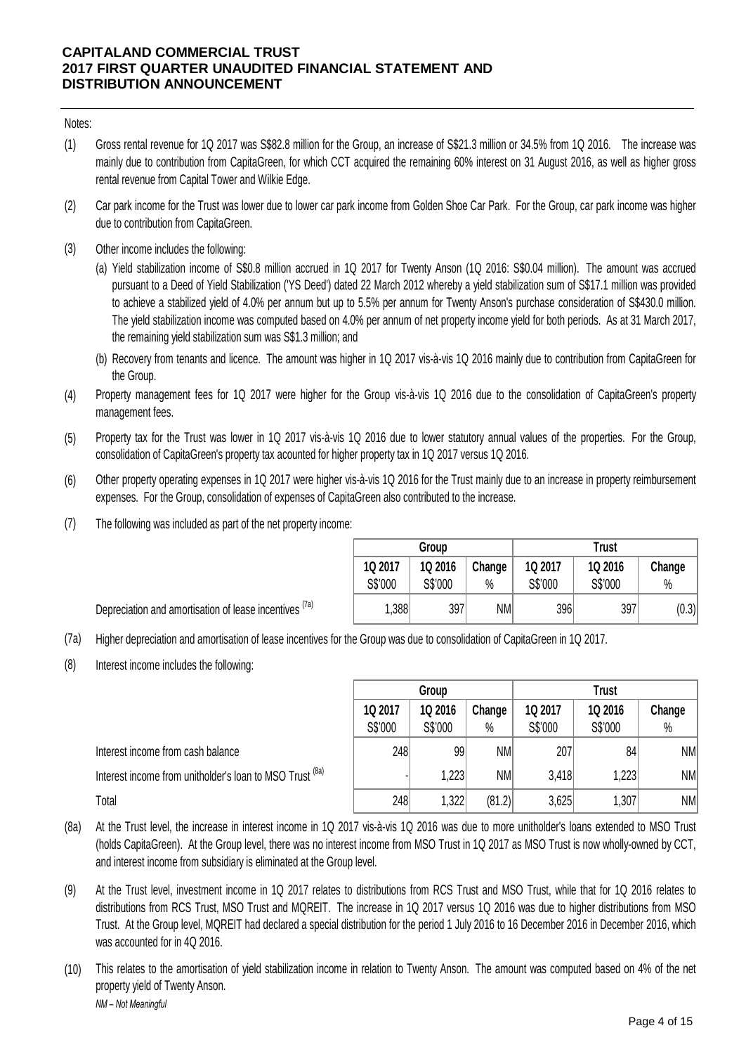Notes:

(1) Gross rental revenue for 1Q 2017 was S$82.8 million for the Group, an increase of S$21.3 million or 34.5% from 1Q 2016. The increase was mainly due to contribution from CapitaGreen, for which CCT acquired the remaining 60% interest on 31 August 2016, as well as higher gross rental revenue from Capital Tower and Wilkie Edge.

(2) Car park income for the Trust was lower due to lower car park income from Golden Shoe Car Park. For the Group, car park income was higher due to contribution from CapitaGreen.

(3) Other income includes the following:

   (a) Yield stabilization income of S$0.8 million accrued in 1Q 2017 for Twenty Anson (1Q 2016: S$0.04 million). The amount was accrued pursuant to a Deed of Yield Stabilization ('YS Deed') dated 22 March 2012 whereby a yield stabilization sum of S$17.1 million was provided to achieve a stabilized yield of 4.0% per annum but up to 5.5% per annum for Twenty Anson's purchase consideration of S$430.0 million. The yield stabilization income was computed based on 4.0% per annum of net property income yield for both periods. As at 31 March 2017, the remaining yield stabilization sum was S$1.3 million; and

   (b) Recovery from tenants and licence. The amount was higher in 1Q 2017 vis-à-vis 1Q 2016 mainly due to contribution from CapitaGreen for the Group.

(4) Property management fees for 1Q 2017 were higher for the Group vis-à-vis 1Q 2016 due to the consolidation of CapitaGreen's property management fees.

(5) Property tax for the Trust was lower in 1Q 2017 vis-à-vis 1Q 2016 due to lower statutory annual values of the properties. For the Group, consolidation of CapitaGreen's property tax acounted for higher property tax in 1Q 2017 versus 1Q 2016.

(6) Other property operating expenses in 1Q 2017 were higher vis-à-vis 1Q 2016 for the Trust mainly due to an increase in property reimbursement expenses. For the Group, consolidation of expenses of CapitaGreen also contributed to the increase.

(7) The following was included as part of the net property income:

| | Group | | | Trust | | |
|---|---|---|---|---|---|---|
| | 1Q 2017 S$'000 | 1Q 2016 S$'000 | Change % | 1Q 2017 S$'000 | 1Q 2016 S$'000 | Change % |
| Depreciation and amortisation of lease incentives [7a] | 1,388 | 397 | NM | 396 | 397 | (0.3) |

(7a) Higher depreciation and amortisation of lease incentives for the Group was due to consolidation of CapitaGreen in 1Q 2017.

(8) Interest income includes the following:

| | Group | | | Trust | | |
|---|---|---|---|---|---|---|
| | 1Q 2017 S$'000 | 1Q 2016 S$'000 | Change % | 1Q 2017 S$'000 | 1Q 2016 S$'000 | Change % |
| Interest income from cash balance | 248 | 99 | NM | 207 | 84 | NM |
| Interest income from unitholder's loan to MSO Trust [8a] | - | 1,223 | NM | 3,418 | 1,223 | NM |
| Total | 248 | 1,322 | (81.2) | 3,625 | 1,307 | NM |

(8a) At the Trust level, the increase in interest income in 1Q 2017 vis-à-vis 1Q 2016 was due to more unitholder's loans extended to MSO Trust (holds CapitaGreen). At the Group level, there was no interest income from MSO Trust in 1Q 2017 as MSO Trust is now wholly-owned by CCT, and interest income from subsidiary is eliminated at the Group level.

(9) At the Trust level, investment income in 1Q 2017 relates to distributions from RCS Trust and MSO Trust, while that for 1Q 2016 relates to distributions from RCS Trust, MSO Trust and MQREIT. The increase in 1Q 2017 versus 1Q 2016 was due to higher distributions from MSO Trust. At the Group level, MQREIT had declared a special distribution for the period 1 July 2016 to 16 December 2016 in December 2016, which was accounted for in 4Q 2016.

(10) This relates to the amortisation of yield stabilization income in relation to Twenty Anson. The amount was computed based on 4% of the net property yield of Twenty Anson.

*NM – Not Meaningful*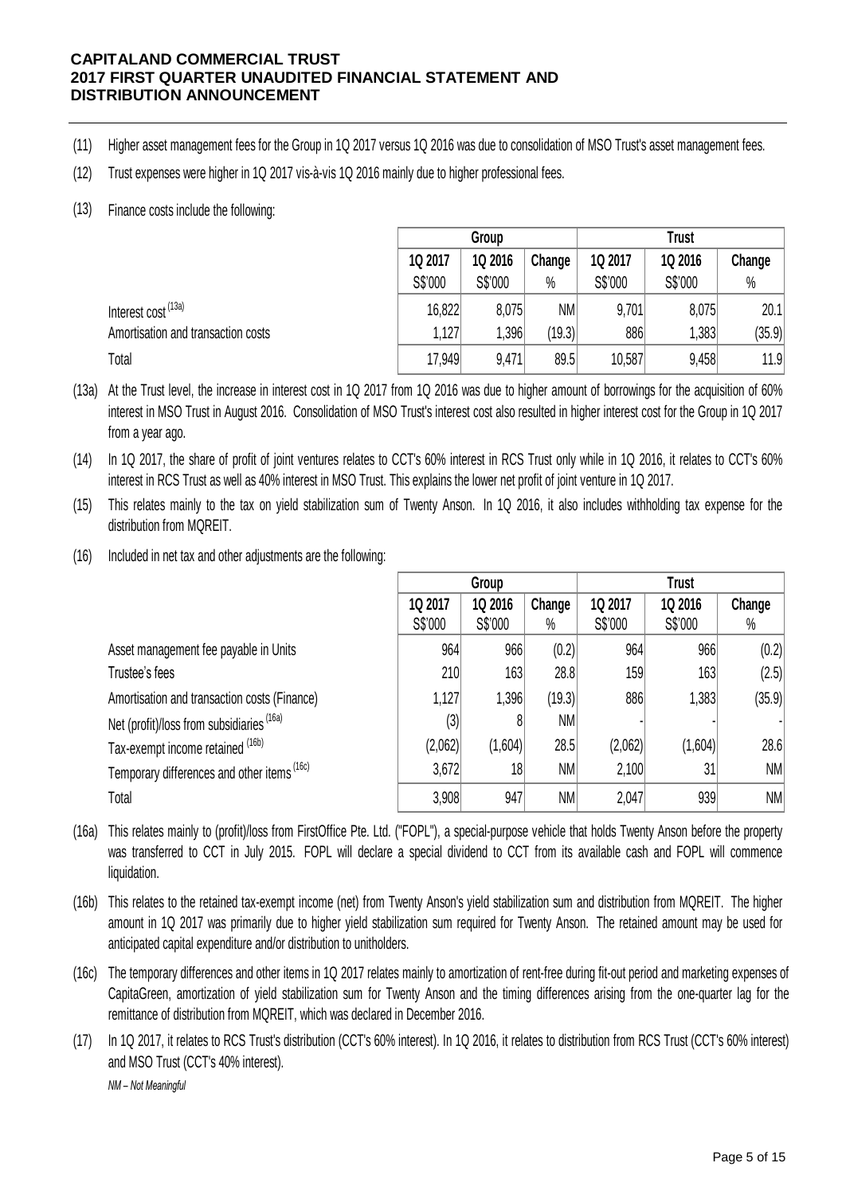# CAPITALAND COMMERCIAL TRUST
# 2017 FIRST QUARTER UNAUDITED FINANCIAL STATEMENT AND DISTRIBUTION ANNOUNCEMENT

(11) Higher asset management fees for the Group in 1Q 2017 versus 1Q 2016 was due to consolidation of MSO Trust's asset management fees.

(12) Trust expenses were higher in 1Q 2017 vis-à-vis 1Q 2016 mainly due to higher professional fees.

(13) Finance costs include the following:

| | Group | | | Trust | | |
|---|---|---|---|---|---|---|
| | 1Q 2017 | 1Q 2016 | Change | 1Q 2017 | 1Q 2016 | Change |
| | S$'000 | S$'000 | % | S$'000 | S$'000 | % |
| Interest cost [(13a)] | 16,822 | 8,075 | NM | 9,701 | 8,075 | 20.1 |
| Amortisation and transaction costs | 1,127 | 1,396 | (19.3) | 886 | 1,383 | (35.9) |
| Total | 17,949 | 9,471 | 89.5 | 10,587 | 9,458 | 11.9 |

(13a) At the Trust level, the increase in interest cost in 1Q 2017 from 1Q 2016 was due to higher amount of borrowings for the acquisition of 60% interest in MSO Trust in August 2016. Consolidation of MSO Trust's interest cost also resulted in higher interest cost for the Group in 1Q 2017 from a year ago.

(14) In 1Q 2017, the share of profit of joint ventures relates to CCT's 60% interest in RCS Trust only while in 1Q 2016, it relates to CCT's 60% interest in RCS Trust as well as 40% interest in MSO Trust. This explains the lower net profit of joint venture in 1Q 2017.

(15) This relates mainly to the tax on yield stabilization sum of Twenty Anson. In 1Q 2016, it also includes withholding tax expense for the distribution from MQREIT.

(16) Included in net tax and other adjustments are the following:

| | Group | | | Trust | | |
|---|---|---|---|---|---|---|
| | 1Q 2017 | 1Q 2016 | Change | 1Q 2017 | 1Q 2016 | Change |
| | S$'000 | S$'000 | % | S$'000 | S$'000 | % |
| Asset management fee payable in Units | 964 | 966 | (0.2) | 964 | 966 | (0.2) |
| Trustee's fees | 210 | 163 | 28.8 | 159 | 163 | (2.5) |
| Amortisation and transaction costs (Finance) | 1,127 | 1,396 | (19.3) | 886 | 1,383 | (35.9) |
| Net (profit)/loss from subsidiaries [(16a)] | (3) | 8 | NM | - | - | - |
| Tax-exempt income retained [(16b)] | (2,062) | (1,604) | 28.5 | (2,062) | (1,604) | 28.6 |
| Temporary differences and other items [(16c)] | 3,672 | 18 | NM | 2,100 | 31 | NM |
| Total | 3,908 | 947 | NM | 2,047 | 939 | NM |

(16a) This relates mainly to (profit)/loss from FirstOffice Pte. Ltd. ("FOPL"), a special-purpose vehicle that holds Twenty Anson before the property was transferred to CCT in July 2015. FOPL will declare a special dividend to CCT from its available cash and FOPL will commence liquidation.

(16b) This relates to the retained tax-exempt income (net) from Twenty Anson's yield stabilization sum and distribution from MQREIT. The higher amount in 1Q 2017 was primarily due to higher yield stabilization sum required for Twenty Anson. The retained amount may be used for anticipated capital expenditure and/or distribution to unitholders.

(16c) The temporary differences and other items in 1Q 2017 relates mainly to amortization of rent-free during fit-out period and marketing expenses of CapitaGreen, amortization of yield stabilization sum for Twenty Anson and the timing differences arising from the one-quarter lag for the remittance of distribution from MQREIT, which was declared in December 2016.

(17) In 1Q 2017, it relates to RCS Trust's distribution (CCT's 60% interest). In 1Q 2016, it relates to distribution from RCS Trust (CCT's 60% interest) and MSO Trust (CCT's 40% interest).

*NM – Not Meaningful*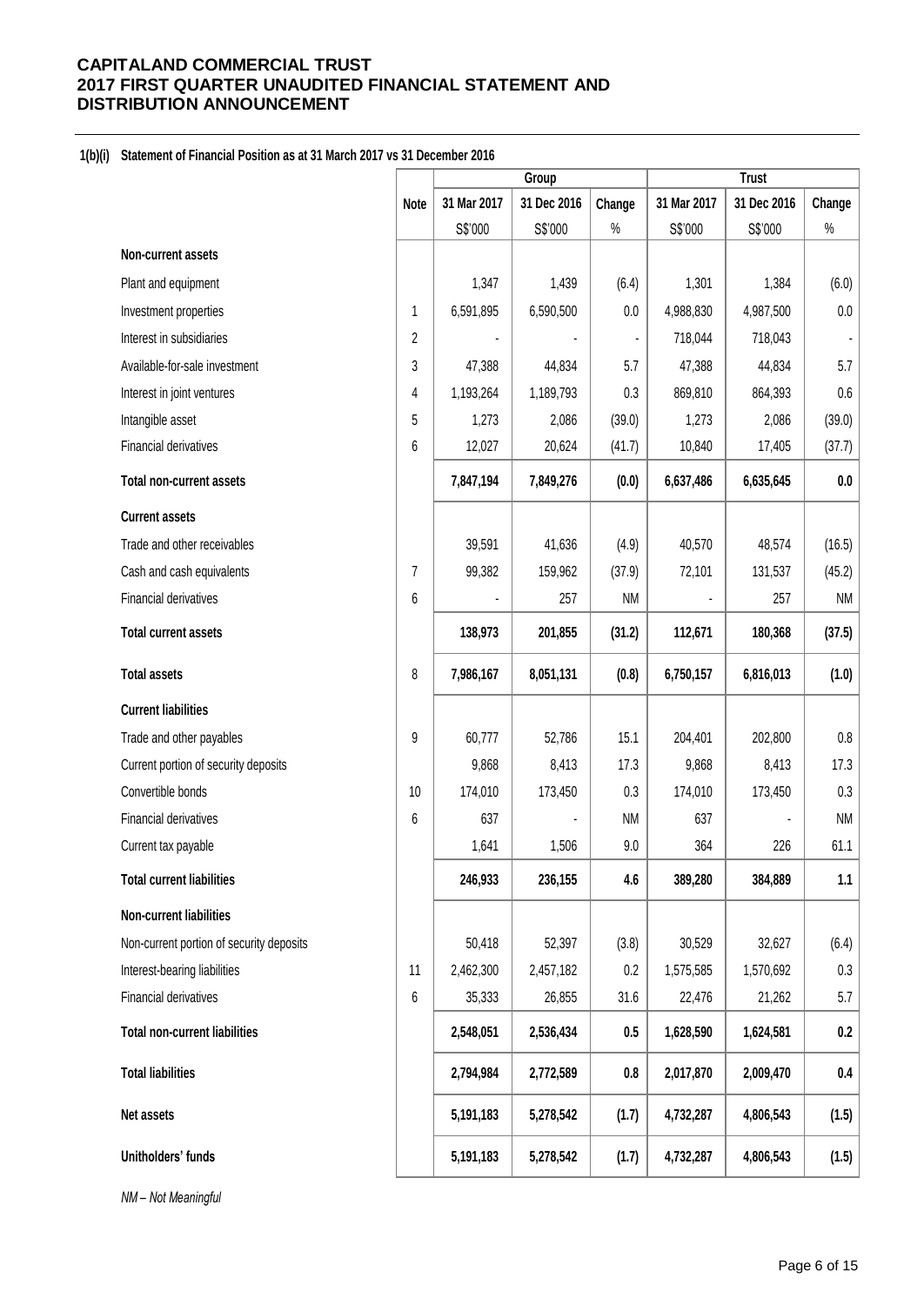# CAPITALAND COMMERCIAL TRUST
# 2017 FIRST QUARTER UNAUDITED FINANCIAL STATEMENT AND DISTRIBUTION ANNOUNCEMENT

**1(b)(i) Statement of Financial Position as at 31 March 2017 vs 31 December 2016**

| | | Group | | | Trust | | |
|---|---|---|---|---|---|---|---|
| | Note | 31 Mar 2017 | 31 Dec 2016 | Change | 31 Mar 2017 | 31 Dec 2016 | Change |
| | | S$'000 | S$'000 | % | S$'000 | S$'000 | % |
| **Non-current assets** | | | | | | | |
| Plant and equipment | | 1,347 | 1,439 | (6.4) | 1,301 | 1,384 | (6.0) |
| Investment properties | 1 | 6,591,895 | 6,590,500 | 0.0 | 4,988,830 | 4,987,500 | 0.0 |
| Interest in subsidiaries | 2 | - | - | - | 718,044 | 718,043 | - |
| Available-for-sale investment | 3 | 47,388 | 44,834 | 5.7 | 47,388 | 44,834 | 5.7 |
| Interest in joint ventures | 4 | 1,193,264 | 1,189,793 | 0.3 | 869,810 | 864,393 | 0.6 |
| Intangible asset | 5 | 1,273 | 2,086 | (39.0) | 1,273 | 2,086 | (39.0) |
| Financial derivatives | 6 | 12,027 | 20,624 | (41.7) | 10,840 | 17,405 | (37.7) |
| **Total non-current assets** | | **7,847,194** | **7,849,276** | **(0.0)** | **6,637,486** | **6,635,645** | **0.0** |
| **Current assets** | | | | | | | |
| Trade and other receivables | | 39,591 | 41,636 | (4.9) | 40,570 | 48,574 | (16.5) |
| Cash and cash equivalents | 7 | 99,382 | 159,962 | (37.9) | 72,101 | 131,537 | (45.2) |
| Financial derivatives | 6 | - | 257 | NM | - | 257 | NM |
| **Total current assets** | | **138,973** | **201,855** | **(31.2)** | **112,671** | **180,368** | **(37.5)** |
| **Total assets** | 8 | **7,986,167** | **8,051,131** | **(0.8)** | **6,750,157** | **6,816,013** | **(1.0)** |
| **Current liabilities** | | | | | | | |
| Trade and other payables | 9 | 60,777 | 52,786 | 15.1 | 204,401 | 202,800 | 0.8 |
| Current portion of security deposits | | 9,868 | 8,413 | 17.3 | 9,868 | 8,413 | 17.3 |
| Convertible bonds | 10 | 174,010 | 173,450 | 0.3 | 174,010 | 173,450 | 0.3 |
| Financial derivatives | 6 | 637 | - | NM | 637 | - | NM |
| Current tax payable | | 1,641 | 1,506 | 9.0 | 364 | 226 | 61.1 |
| **Total current liabilities** | | **246,933** | **236,155** | **4.6** | **389,280** | **384,889** | **1.1** |
| **Non-current liabilities** | | | | | | | |
| Non-current portion of security deposits | | 50,418 | 52,397 | (3.8) | 30,529 | 32,627 | (6.4) |
| Interest-bearing liabilities | 11 | 2,462,300 | 2,457,182 | 0.2 | 1,575,585 | 1,570,692 | 0.3 |
| Financial derivatives | 6 | 35,333 | 26,855 | 31.6 | 22,476 | 21,262 | 5.7 |
| **Total non-current liabilities** | | **2,548,051** | **2,536,434** | **0.5** | **1,628,590** | **1,624,581** | **0.2** |
| **Total liabilities** | | **2,794,984** | **2,772,589** | **0.8** | **2,017,870** | **2,009,470** | **0.4** |
| **Net assets** | | **5,191,183** | **5,278,542** | **(1.7)** | **4,732,287** | **4,806,543** | **(1.5)** |
| **Unitholders' funds** | | **5,191,183** | **5,278,542** | **(1.7)** | **4,732,287** | **4,806,543** | **(1.5)** |

*NM – Not Meaningful*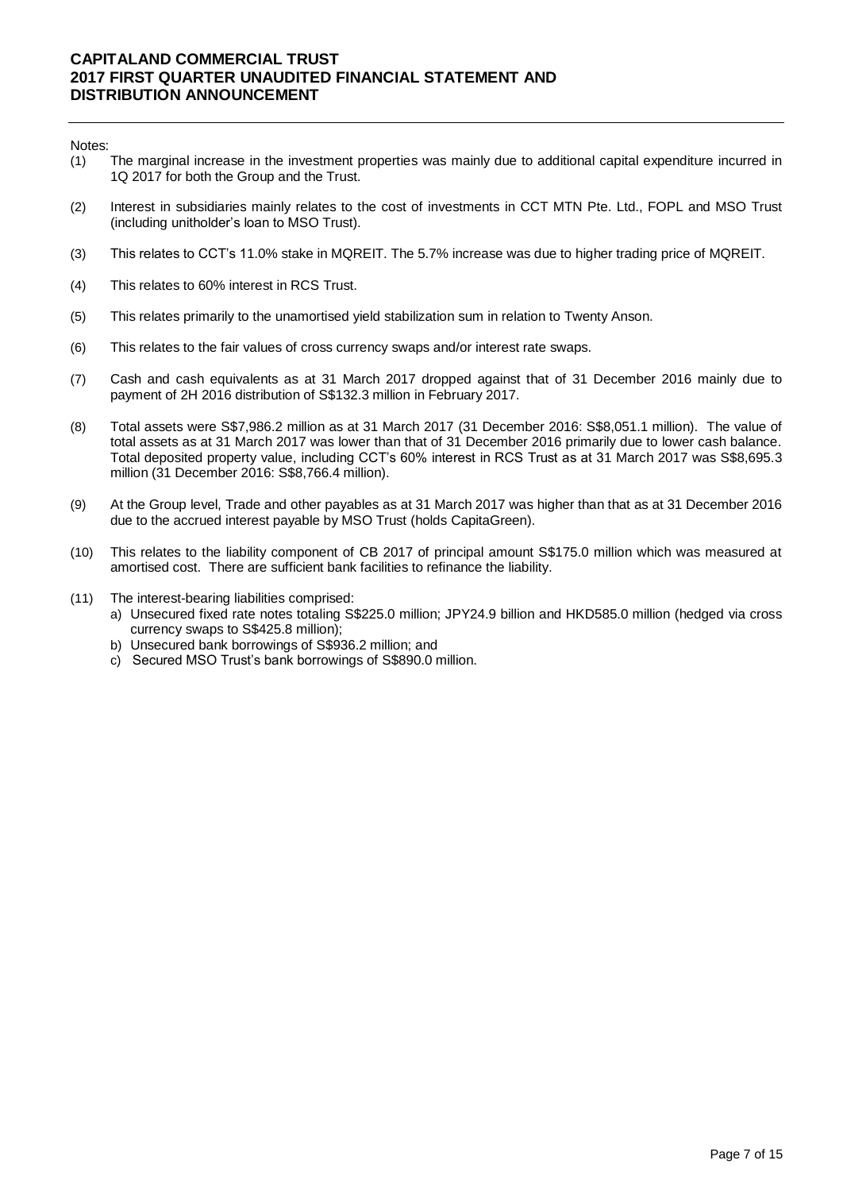Notes:

(1) The marginal increase in the investment properties was mainly due to additional capital expenditure incurred in 1Q 2017 for both the Group and the Trust.

(2) Interest in subsidiaries mainly relates to the cost of investments in CCT MTN Pte. Ltd., FOPL and MSO Trust (including unitholder's loan to MSO Trust).

(3) This relates to CCT's 11.0% stake in MQREIT. The 5.7% increase was due to higher trading price of MQREIT.

(4) This relates to 60% interest in RCS Trust.

(5) This relates primarily to the unamortised yield stabilization sum in relation to Twenty Anson.

(6) This relates to the fair values of cross currency swaps and/or interest rate swaps.

(7) Cash and cash equivalents as at 31 March 2017 dropped against that of 31 December 2016 mainly due to payment of 2H 2016 distribution of S$132.3 million in February 2017.

(8) Total assets were S$7,986.2 million as at 31 March 2017 (31 December 2016: S$8,051.1 million). The value of total assets as at 31 March 2017 was lower than that of 31 December 2016 primarily due to lower cash balance. Total deposited property value, including CCT's 60% interest in RCS Trust as at 31 March 2017 was S$8,695.3 million (31 December 2016: S$8,766.4 million).

(9) At the Group level, Trade and other payables as at 31 March 2017 was higher than that as at 31 December 2016 due to the accrued interest payable by MSO Trust (holds CapitaGreen).

(10) This relates to the liability component of CB 2017 of principal amount S$175.0 million which was measured at amortised cost. There are sufficient bank facilities to refinance the liability.

(11) The interest-bearing liabilities comprised:
   a) Unsecured fixed rate notes totaling S$225.0 million; JPY24.9 billion and HKD585.0 million (hedged via cross currency swaps to S$425.8 million);
   b) Unsecured bank borrowings of S$936.2 million; and
   c) Secured MSO Trust's bank borrowings of S$890.0 million.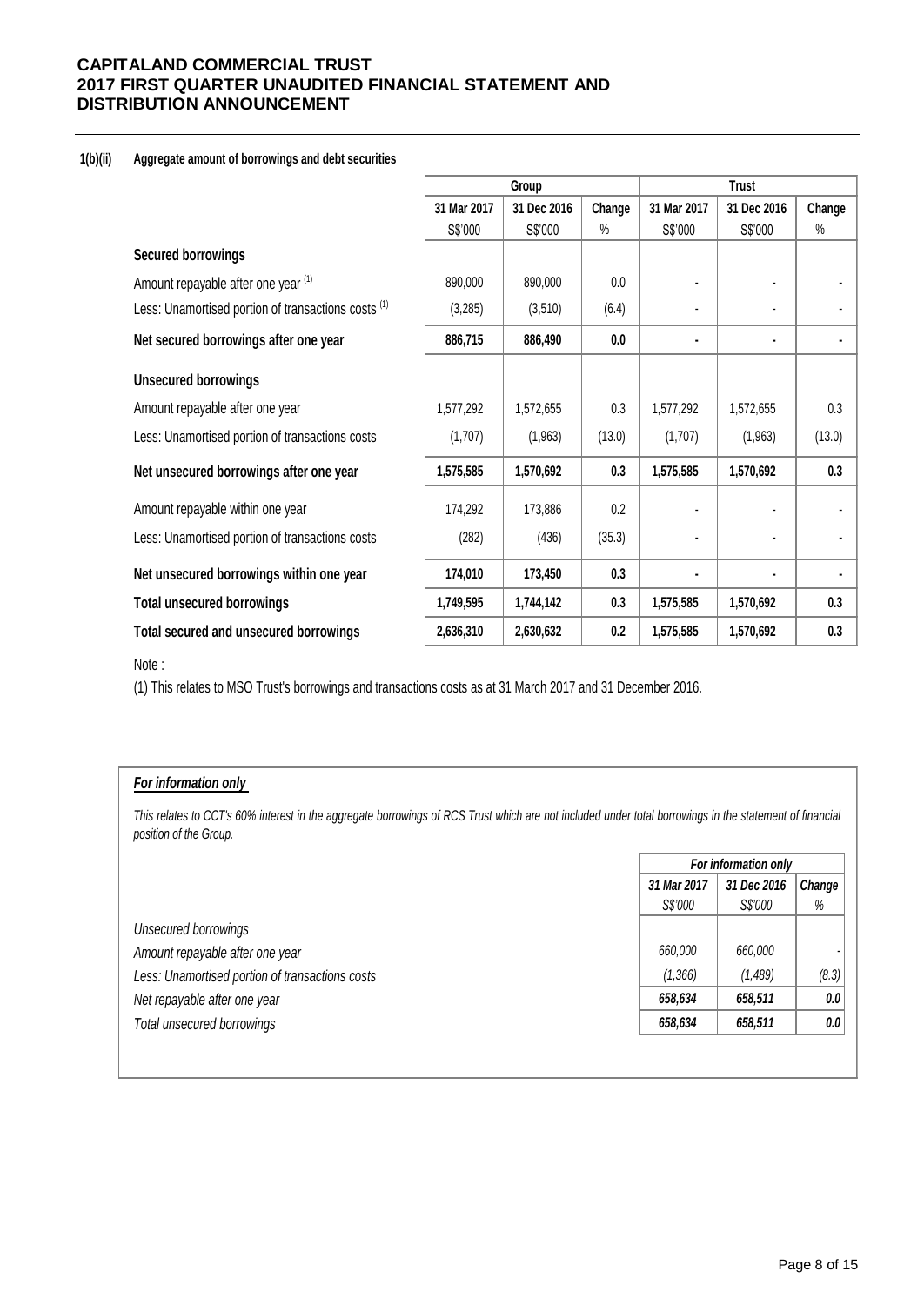**1(b)(ii) Aggregate amount of borrowings and debt securities**

| | Group | | | Trust | | |
|---|---|---|---|---|---|---|
| | 31 Mar 2017 | 31 Dec 2016 | Change | 31 Mar 2017 | 31 Dec 2016 | Change |
| | S$'000 | S$'000 | % | S$'000 | S$'000 | % |
| **Secured borrowings** | | | | | | |
| Amount repayable after one year [(1)] | 890,000 | 890,000 | 0.0 | - | - | - |
| Less: Unamortised portion of transactions costs [(1)] | (3,285) | (3,510) | (6.4) | - | - | - |
| **Net secured borrowings after one year** | **886,715** | **886,490** | **0.0** | **-** | **-** | **-** |
| **Unsecured borrowings** | | | | | | |
| Amount repayable after one year | 1,577,292 | 1,572,655 | 0.3 | 1,577,292 | 1,572,655 | 0.3 |
| Less: Unamortised portion of transactions costs | (1,707) | (1,963) | (13.0) | (1,707) | (1,963) | (13.0) |
| **Net unsecured borrowings after one year** | **1,575,585** | **1,570,692** | **0.3** | **1,575,585** | **1,570,692** | **0.3** |
| Amount repayable within one year | 174,292 | 173,886 | 0.2 | - | - | - |
| Less: Unamortised portion of transactions costs | (282) | (436) | (35.3) | - | - | - |
| **Net unsecured borrowings within one year** | **174,010** | **173,450** | **0.3** | **-** | **-** | **-** |
| **Total unsecured borrowings** | **1,749,595** | **1,744,142** | **0.3** | **1,575,585** | **1,570,692** | **0.3** |
| **Total secured and unsecured borrowings** | **2,636,310** | **2,630,632** | **0.2** | **1,575,585** | **1,570,692** | **0.3** |

Note :

(1) This relates to MSO Trust's borrowings and transactions costs as at 31 March 2017 and 31 December 2016.

***For information only***

*This relates to CCT's 60% interest in the aggregate borrowings of RCS Trust which are not included under total borrowings in the statement of financial position of the Group.*

| | *For information only* | | |
|---|---|---|---|
| | *31 Mar 2017* | *31 Dec 2016* | *Change* |
| | *S$'000* | *S$'000* | *%* |
| *Unsecured borrowings* | | | |
| *Amount repayable after one year* | *660,000* | *660,000* | - |
| *Less: Unamortised portion of transactions costs* | *(1,366)* | *(1,489)* | *(8.3)* |
| *Net repayable after one year* | ***658,634*** | ***658,511*** | ***0.0*** |
| *Total unsecured borrowings* | ***658,634*** | ***658,511*** | ***0.0*** |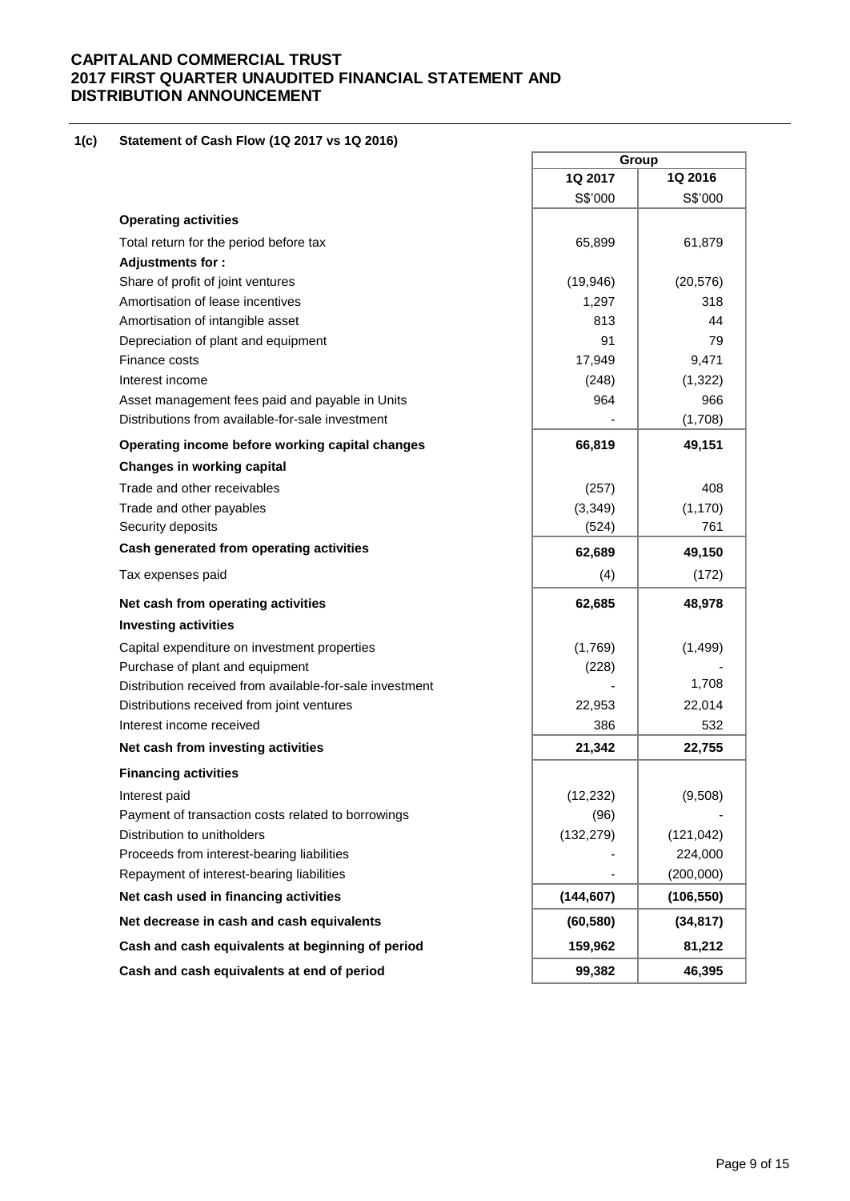### 1(c) Statement of Cash Flow (1Q 2017 vs 1Q 2016)

| | Group | |
|---|---|---|
| | 1Q 2017 | 1Q 2016 |
| | S$'000 | S$'000 |
| **Operating activities** | | |
| Total return for the period before tax | 65,899 | 61,879 |
| **Adjustments for :** | | |
| Share of profit of joint ventures | (19,946) | (20,576) |
| Amortisation of lease incentives | 1,297 | 318 |
| Amortisation of intangible asset | 813 | 44 |
| Depreciation of plant and equipment | 91 | 79 |
| Finance costs | 17,949 | 9,471 |
| Interest income | (248) | (1,322) |
| Asset management fees paid and payable in Units | 964 | 966 |
| Distributions from available-for-sale investment | - | (1,708) |
| **Operating income before working capital changes** | **66,819** | **49,151** |
| **Changes in working capital** | | |
| Trade and other receivables | (257) | 408 |
| Trade and other payables | (3,349) | (1,170) |
| Security deposits | (524) | 761 |
| **Cash generated from operating activities** | **62,689** | **49,150** |
| Tax expenses paid | (4) | (172) |
| **Net cash from operating activities** | **62,685** | **48,978** |
| **Investing activities** | | |
| Capital expenditure on investment properties | (1,769) | (1,499) |
| Purchase of plant and equipment | (228) | - |
| Distribution received from available-for-sale investment | - | 1,708 |
| Distributions received from joint ventures | 22,953 | 22,014 |
| Interest income received | 386 | 532 |
| **Net cash from investing activities** | **21,342** | **22,755** |
| **Financing activities** | | |
| Interest paid | (12,232) | (9,508) |
| Payment of transaction costs related to borrowings | (96) | - |
| Distribution to unitholders | (132,279) | (121,042) |
| Proceeds from interest-bearing liabilities | - | 224,000 |
| Repayment of interest-bearing liabilities | - | (200,000) |
| **Net cash used in financing activities** | **(144,607)** | **(106,550)** |
| **Net decrease in cash and cash equivalents** | **(60,580)** | **(34,817)** |
| **Cash and cash equivalents at beginning of period** | **159,962** | **81,212** |
| **Cash and cash equivalents at end of period** | **99,382** | **46,395** |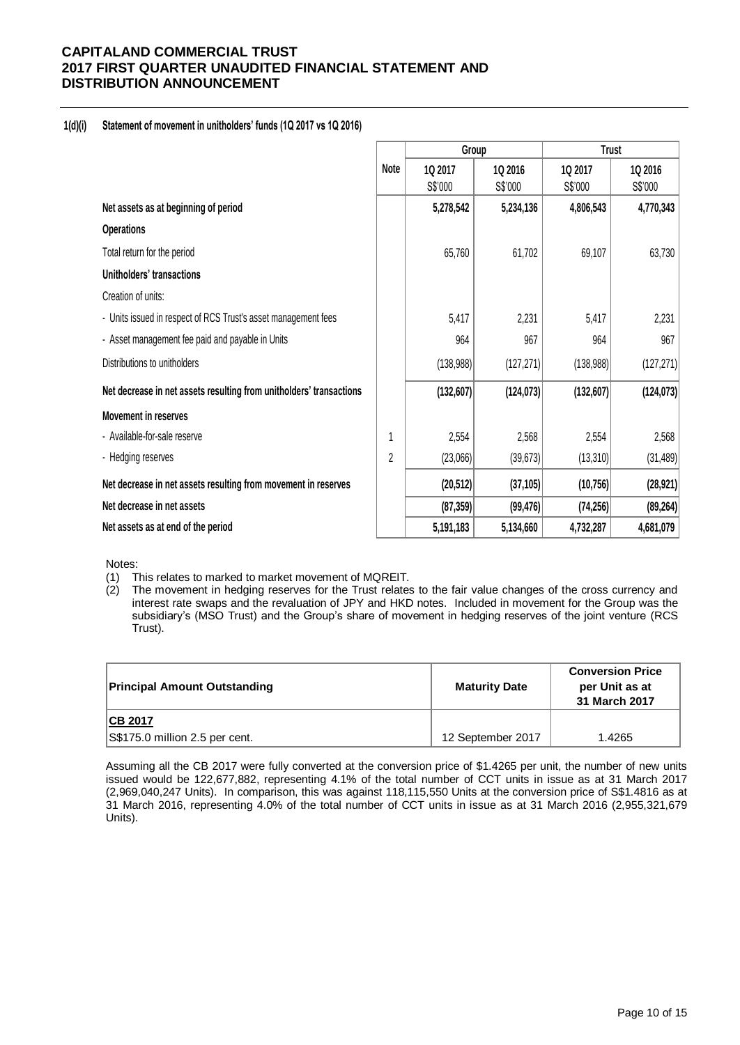# CAPITALAND COMMERCIAL TRUST
# 2017 FIRST QUARTER UNAUDITED FINANCIAL STATEMENT AND DISTRIBUTION ANNOUNCEMENT

## 1(d)(i) Statement of movement in unitholders' funds (1Q 2017 vs 1Q 2016)

| | Note | Group | | Trust | |
|---|---|---|---|---|---|
| | | 1Q 2017 S$'000 | 1Q 2016 S$'000 | 1Q 2017 S$'000 | 1Q 2016 S$'000 |
| **Net assets as at beginning of period** | | **5,278,542** | **5,234,136** | **4,806,543** | **4,770,343** |
| **Operations** | | | | | |
| Total return for the period | | 65,760 | 61,702 | 69,107 | 63,730 |
| **Unitholders' transactions** | | | | | |
| Creation of units: | | | | | |
| - Units issued in respect of RCS Trust's asset management fees | | 5,417 | 2,231 | 5,417 | 2,231 |
| - Asset management fee paid and payable in Units | | 964 | 967 | 964 | 967 |
| Distributions to unitholders | | (138,988) | (127,271) | (138,988) | (127,271) |
| **Net decrease in net assets resulting from unitholders' transactions** | | **(132,607)** | **(124,073)** | **(132,607)** | **(124,073)** |
| **Movement in reserves** | | | | | |
| - Available-for-sale reserve | 1 | 2,554 | 2,568 | 2,554 | 2,568 |
| - Hedging reserves | 2 | (23,066) | (39,673) | (13,310) | (31,489) |
| **Net decrease in net assets resulting from movement in reserves** | | **(20,512)** | **(37,105)** | **(10,756)** | **(28,921)** |
| **Net decrease in net assets** | | **(87,359)** | **(99,476)** | **(74,256)** | **(89,264)** |
| **Net assets as at end of the period** | | **5,191,183** | **5,134,660** | **4,732,287** | **4,681,079** |

Notes:

(1) This relates to marked to market movement of MQREIT.

(2) The movement in hedging reserves for the Trust relates to the fair value changes of the cross currency and interest rate swaps and the revaluation of JPY and HKD notes. Included in movement for the Group was the subsidiary's (MSO Trust) and the Group's share of movement in hedging reserves of the joint venture (RCS Trust).

| Principal Amount Outstanding | Maturity Date | Conversion Price per Unit as at 31 March 2017 |
|---|---|---|
| CB 2017 | | |
| S$175.0 million 2.5 per cent. | 12 September 2017 | 1.4265 |

Assuming all the CB 2017 were fully converted at the conversion price of $1.4265 per unit, the number of new units issued would be 122,677,882, representing 4.1% of the total number of CCT units in issue as at 31 March 2017 (2,969,040,247 Units). In comparison, this was against 118,115,550 Units at the conversion price of S$1.4816 as at 31 March 2016, representing 4.0% of the total number of CCT units in issue as at 31 March 2016 (2,955,321,679 Units).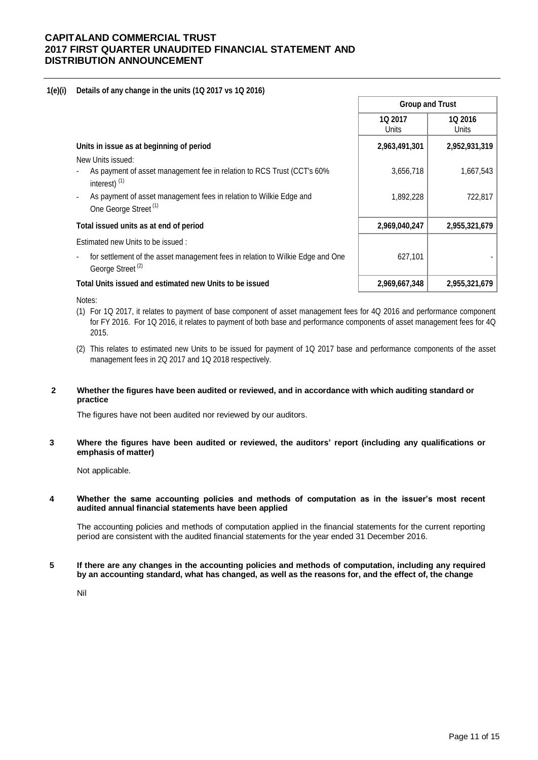**1(e)(i) Details of any change in the units (1Q 2017 vs 1Q 2016)**

| | Group and Trust | |
|---|---|---|
| | 1Q 2017 Units | 1Q 2016 Units |
| **Units in issue as at beginning of period** | **2,963,491,301** | **2,952,931,319** |
| New Units issued: | | |
| - As payment of asset management fee in relation to RCS Trust (CCT's 60% interest) [(1)] | 3,656,718 | 1,667,543 |
| - As payment of asset management fees in relation to Wilkie Edge and One George Street [(1)] | 1,892,228 | 722,817 |
| **Total issued units as at end of period** | **2,969,040,247** | **2,955,321,679** |
| Estimated new Units to be issued : | | |
| - for settlement of the asset management fees in relation to Wilkie Edge and One George Street [(2)] | 627,101 | - |
| **Total Units issued and estimated new Units to be issued** | **2,969,667,348** | **2,955,321,679** |

Notes:

(1) For 1Q 2017, it relates to payment of base component of asset management fees for 4Q 2016 and performance component for FY 2016. For 1Q 2016, it relates to payment of both base and performance components of asset management fees for 4Q 2015.

(2) This relates to estimated new Units to be issued for payment of 1Q 2017 base and performance components of the asset management fees in 2Q 2017 and 1Q 2018 respectively.

**2 Whether the figures have been audited or reviewed, and in accordance with which auditing standard or practice**

The figures have not been audited nor reviewed by our auditors.

**3 Where the figures have been audited or reviewed, the auditors' report (including any qualifications or emphasis of matter)**

Not applicable.

**4 Whether the same accounting policies and methods of computation as in the issuer's most recent audited annual financial statements have been applied**

The accounting policies and methods of computation applied in the financial statements for the current reporting period are consistent with the audited financial statements for the year ended 31 December 2016.

**5 If there are any changes in the accounting policies and methods of computation, including any required by an accounting standard, what has changed, as well as the reasons for, and the effect of, the change**

Nil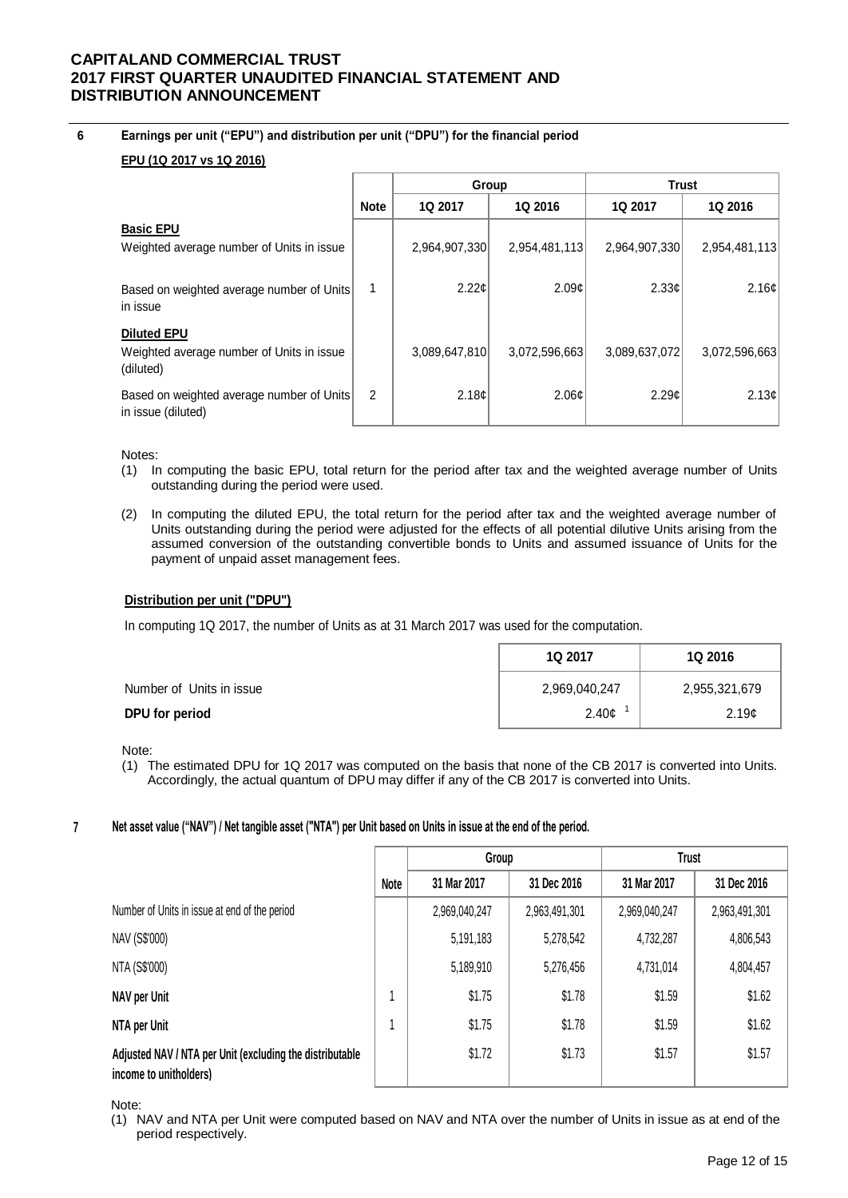## 6 Earnings per unit ("EPU") and distribution per unit ("DPU") for the financial period

**EPU (1Q 2017 vs 1Q 2016)**

| | Note | Group | | Trust | |
|---|---|---|---|---|---|
| | | 1Q 2017 | 1Q 2016 | 1Q 2017 | 1Q 2016 |
| **Basic EPU** | | | | | |
| Weighted average number of Units in issue | | 2,964,907,330 | 2,954,481,113 | 2,964,907,330 | 2,954,481,113 |
| Based on weighted average number of Units in issue | 1 | 2.22¢ | 2.09¢ | 2.33¢ | 2.16¢ |
| **Diluted EPU** | | | | | |
| Weighted average number of Units in issue (diluted) | | 3,089,647,810 | 3,072,596,663 | 3,089,637,072 | 3,072,596,663 |
| Based on weighted average number of Units in issue (diluted) | 2 | 2.18¢ | 2.06¢ | 2.29¢ | 2.13¢ |

Notes:

(1) In computing the basic EPU, total return for the period after tax and the weighted average number of Units outstanding during the period were used.

(2) In computing the diluted EPU, the total return for the period after tax and the weighted average number of Units outstanding during the period were adjusted for the effects of all potential dilutive Units arising from the assumed conversion of the outstanding convertible bonds to Units and assumed issuance of Units for the payment of unpaid asset management fees.

**Distribution per unit ("DPU")**

In computing 1Q 2017, the number of Units as at 31 March 2017 was used for the computation.

| | 1Q 2017 | 1Q 2016 |
|---|---|---|
| Number of Units in issue | 2,969,040,247 | 2,955,321,679 |
| **DPU for period** | 2.40¢ [1] | 2.19¢ |

Note:

(1) The estimated DPU for 1Q 2017 was computed on the basis that none of the CB 2017 is converted into Units. Accordingly, the actual quantum of DPU may differ if any of the CB 2017 is converted into Units.

## 7 Net asset value ("NAV") / Net tangible asset ("NTA") per Unit based on Units in issue at the end of the period.

| | Note | Group | | Trust | |
|---|---|---|---|---|---|
| | | 31 Mar 2017 | 31 Dec 2016 | 31 Mar 2017 | 31 Dec 2016 |
| Number of Units in issue at end of the period | | 2,969,040,247 | 2,963,491,301 | 2,969,040,247 | 2,963,491,301 |
| NAV (S$'000) | | 5,191,183 | 5,278,542 | 4,732,287 | 4,806,543 |
| NTA (S$'000) | | 5,189,910 | 5,276,456 | 4,731,014 | 4,804,457 |
| **NAV per Unit** | 1 | $1.75 | $1.78 | $1.59 | $1.62 |
| **NTA per Unit** | 1 | $1.75 | $1.78 | $1.59 | $1.62 |
| **Adjusted NAV / NTA per Unit (excluding the distributable income to unitholders)** | | $1.72 | $1.73 | $1.57 | $1.57 |

Note:

(1) NAV and NTA per Unit were computed based on NAV and NTA over the number of Units in issue as at end of the period respectively.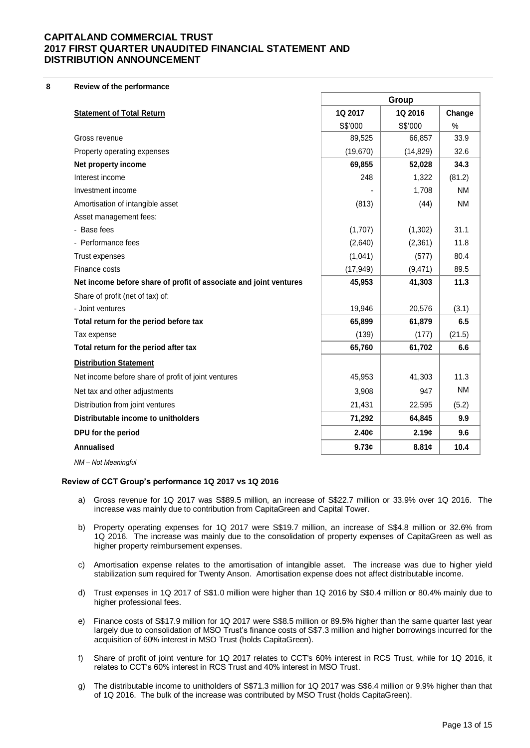## 8 Review of the performance

| Statement of Total Return | Group | | |
|---|---|---|---|
| | 1Q 2017 | 1Q 2016 | Change |
| | S$'000 | S$'000 | % |
| Gross revenue | 89,525 | 66,857 | 33.9 |
| Property operating expenses | (19,670) | (14,829) | 32.6 |
| **Net property income** | **69,855** | **52,028** | **34.3** |
| Interest income | 248 | 1,322 | (81.2) |
| Investment income | - | 1,708 | NM |
| Amortisation of intangible asset | (813) | (44) | NM |
| Asset management fees: | | | |
| - Base fees | (1,707) | (1,302) | 31.1 |
| - Performance fees | (2,640) | (2,361) | 11.8 |
| Trust expenses | (1,041) | (577) | 80.4 |
| Finance costs | (17,949) | (9,471) | 89.5 |
| **Net income before share of profit of associate and joint ventures** | **45,953** | **41,303** | **11.3** |
| Share of profit (net of tax) of: | | | |
| - Joint ventures | 19,946 | 20,576 | (3.1) |
| **Total return for the period before tax** | **65,899** | **61,879** | **6.5** |
| Tax expense | (139) | (177) | (21.5) |
| **Total return for the period after tax** | **65,760** | **61,702** | **6.6** |
| **Distribution Statement** | | | |
| Net income before share of profit of joint ventures | 45,953 | 41,303 | 11.3 |
| Net tax and other adjustments | 3,908 | 947 | NM |
| Distribution from joint ventures | 21,431 | 22,595 | (5.2) |
| **Distributable income to unitholders** | **71,292** | **64,845** | **9.9** |
| **DPU for the period** | **2.40¢** | **2.19¢** | **9.6** |
| **Annualised** | **9.73¢** | **8.81¢** | **10.4** |

*NM – Not Meaningful*

### Review of CCT Group's performance 1Q 2017 vs 1Q 2016

a) Gross revenue for 1Q 2017 was S$89.5 million, an increase of S$22.7 million or 33.9% over 1Q 2016. The increase was mainly due to contribution from CapitaGreen and Capital Tower.

b) Property operating expenses for 1Q 2017 were S$19.7 million, an increase of S$4.8 million or 32.6% from 1Q 2016. The increase was mainly due to the consolidation of property expenses of CapitaGreen as well as higher property reimbursement expenses.

c) Amortisation expense relates to the amortisation of intangible asset. The increase was due to higher yield stabilization sum required for Twenty Anson. Amortisation expense does not affect distributable income.

d) Trust expenses in 1Q 2017 of S$1.0 million were higher than 1Q 2016 by S$0.4 million or 80.4% mainly due to higher professional fees.

e) Finance costs of S$17.9 million for 1Q 2017 were S$8.5 million or 89.5% higher than the same quarter last year largely due to consolidation of MSO Trust's finance costs of S$7.3 million and higher borrowings incurred for the acquisition of 60% interest in MSO Trust (holds CapitaGreen).

f) Share of profit of joint venture for 1Q 2017 relates to CCT's 60% interest in RCS Trust, while for 1Q 2016, it relates to CCT's 60% interest in RCS Trust and 40% interest in MSO Trust.

g) The distributable income to unitholders of S$71.3 million for 1Q 2017 was S$6.4 million or 9.9% higher than that of 1Q 2016. The bulk of the increase was contributed by MSO Trust (holds CapitaGreen).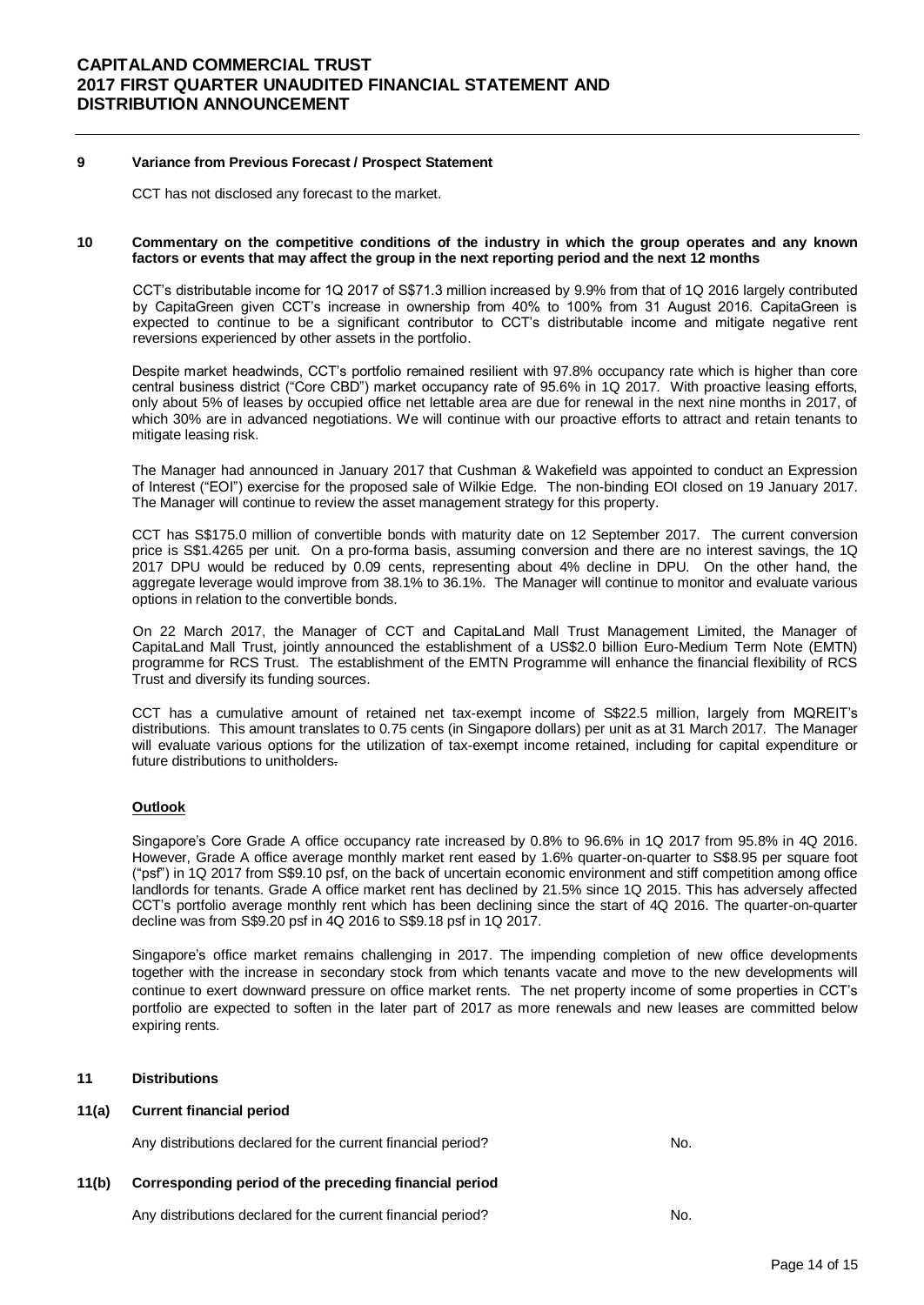## 9 Variance from Previous Forecast / Prospect Statement

CCT has not disclosed any forecast to the market.

## 10 Commentary on the competitive conditions of the industry in which the group operates and any known factors or events that may affect the group in the next reporting period and the next 12 months

CCT's distributable income for 1Q 2017 of S$71.3 million increased by 9.9% from that of 1Q 2016 largely contributed by CapitaGreen given CCT's increase in ownership from 40% to 100% from 31 August 2016. CapitaGreen is expected to continue to be a significant contributor to CCT's distributable income and mitigate negative rent reversions experienced by other assets in the portfolio.

Despite market headwinds, CCT's portfolio remained resilient with 97.8% occupancy rate which is higher than core central business district ("Core CBD") market occupancy rate of 95.6% in 1Q 2017. With proactive leasing efforts, only about 5% of leases by occupied office net lettable area are due for renewal in the next nine months in 2017, of which 30% are in advanced negotiations. We will continue with our proactive efforts to attract and retain tenants to mitigate leasing risk.

The Manager had announced in January 2017 that Cushman & Wakefield was appointed to conduct an Expression of Interest ("EOI") exercise for the proposed sale of Wilkie Edge. The non-binding EOI closed on 19 January 2017. The Manager will continue to review the asset management strategy for this property.

CCT has S$175.0 million of convertible bonds with maturity date on 12 September 2017. The current conversion price is S$1.4265 per unit. On a pro-forma basis, assuming conversion and there are no interest savings, the 1Q 2017 DPU would be reduced by 0.09 cents, representing about 4% decline in DPU. On the other hand, the aggregate leverage would improve from 38.1% to 36.1%. The Manager will continue to monitor and evaluate various options in relation to the convertible bonds.

On 22 March 2017, the Manager of CCT and CapitaLand Mall Trust Management Limited, the Manager of CapitaLand Mall Trust, jointly announced the establishment of a US$2.0 billion Euro-Medium Term Note (EMTN) programme for RCS Trust. The establishment of the EMTN Programme will enhance the financial flexibility of RCS Trust and diversify its funding sources.

CCT has a cumulative amount of retained net tax-exempt income of S$22.5 million, largely from MQREIT's distributions. This amount translates to 0.75 cents (in Singapore dollars) per unit as at 31 March 2017. The Manager will evaluate various options for the utilization of tax-exempt income retained, including for capital expenditure or future distributions to unitholders.

### Outlook

Singapore's Core Grade A office occupancy rate increased by 0.8% to 96.6% in 1Q 2017 from 95.8% in 4Q 2016. However, Grade A office average monthly market rent eased by 1.6% quarter-on-quarter to S$8.95 per square foot ("psf") in 1Q 2017 from S$9.10 psf, on the back of uncertain economic environment and stiff competition among office landlords for tenants. Grade A office market rent has declined by 21.5% since 1Q 2015. This has adversely affected CCT's portfolio average monthly rent which has been declining since the start of 4Q 2016. The quarter-on-quarter decline was from S$9.20 psf in 4Q 2016 to S$9.18 psf in 1Q 2017.

Singapore's office market remains challenging in 2017. The impending completion of new office developments together with the increase in secondary stock from which tenants vacate and move to the new developments will continue to exert downward pressure on office market rents. The net property income of some properties in CCT's portfolio are expected to soften in the later part of 2017 as more renewals and new leases are committed below expiring rents.

## 11 Distributions

### 11(a) Current financial period

Any distributions declared for the current financial period? No.

### 11(b) Corresponding period of the preceding financial period

Any distributions declared for the current financial period? No.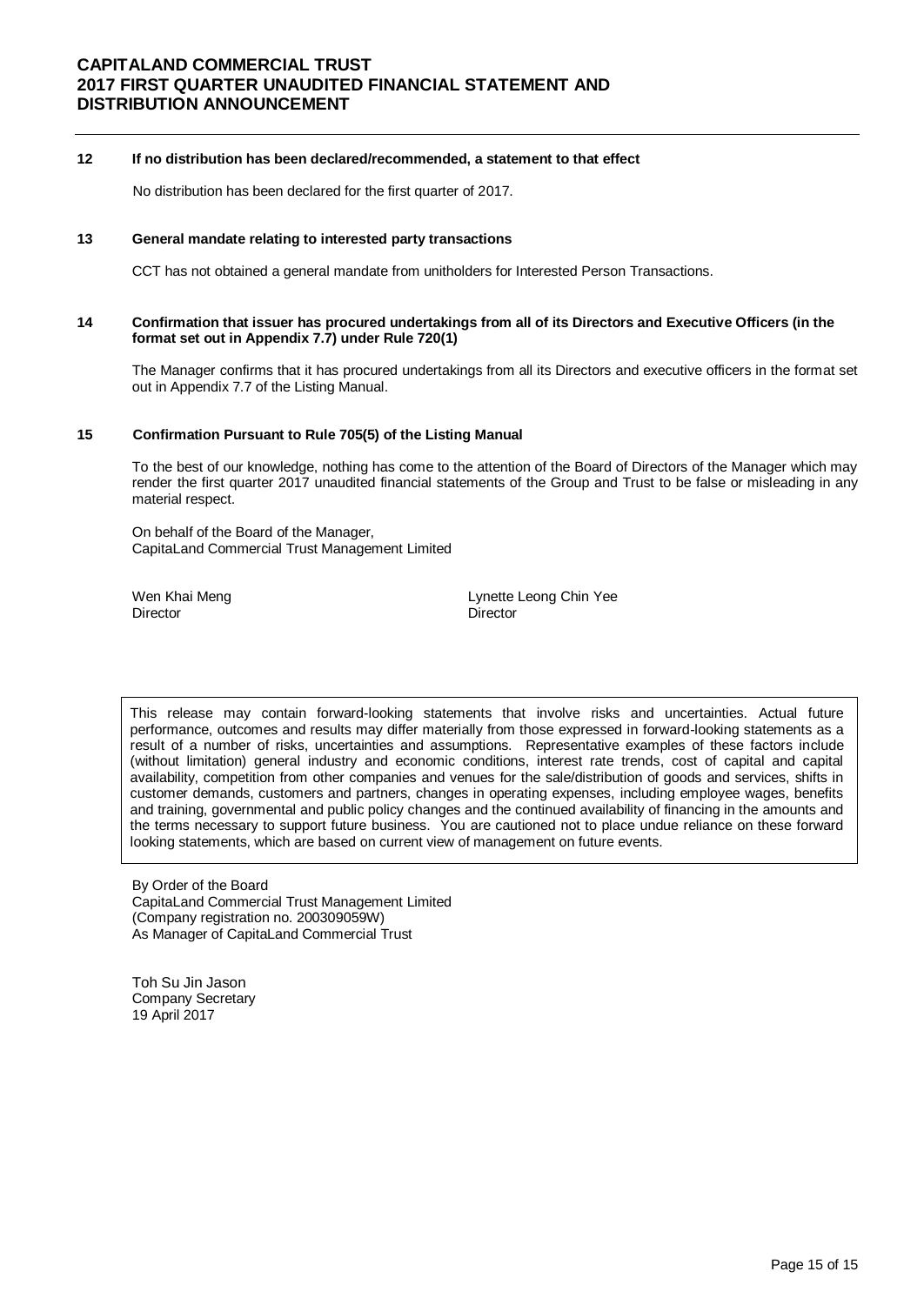**12 If no distribution has been declared/recommended, a statement to that effect**

No distribution has been declared for the first quarter of 2017.

**13 General mandate relating to interested party transactions**

CCT has not obtained a general mandate from unitholders for Interested Person Transactions.

**14 Confirmation that issuer has procured undertakings from all of its Directors and Executive Officers (in the format set out in Appendix 7.7) under Rule 720(1)**

The Manager confirms that it has procured undertakings from all its Directors and executive officers in the format set out in Appendix 7.7 of the Listing Manual.

**15 Confirmation Pursuant to Rule 705(5) of the Listing Manual**

To the best of our knowledge, nothing has come to the attention of the Board of Directors of the Manager which may render the first quarter 2017 unaudited financial statements of the Group and Trust to be false or misleading in any material respect.

On behalf of the Board of the Manager,
CapitaLand Commercial Trust Management Limited

| | |
|---|---|
| Wen Khai Meng | Lynette Leong Chin Yee |
| Director | Director |

This release may contain forward-looking statements that involve risks and uncertainties. Actual future performance, outcomes and results may differ materially from those expressed in forward-looking statements as a result of a number of risks, uncertainties and assumptions. Representative examples of these factors include (without limitation) general industry and economic conditions, interest rate trends, cost of capital and capital availability, competition from other companies and venues for the sale/distribution of goods and services, shifts in customer demands, customers and partners, changes in operating expenses, including employee wages, benefits and training, governmental and public policy changes and the continued availability of financing in the amounts and the terms necessary to support future business. You are cautioned not to place undue reliance on these forward looking statements, which are based on current view of management on future events.

By Order of the Board
CapitaLand Commercial Trust Management Limited
(Company registration no. 200309059W)
As Manager of CapitaLand Commercial Trust

Toh Su Jin Jason
Company Secretary
19 April 2017